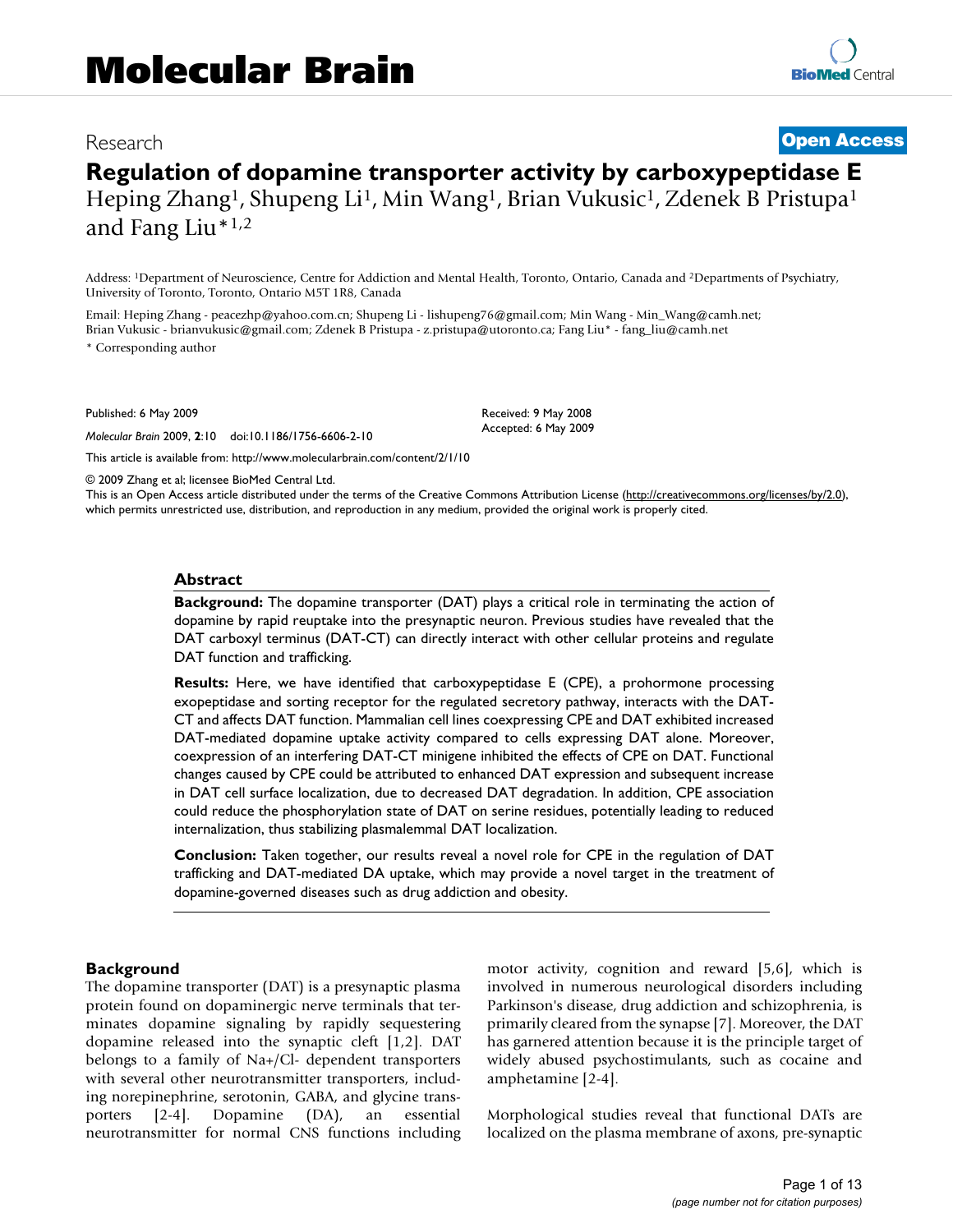# Molecular Brain

Research

**Open Access**

## Regulation of dopamine transporter activity by carboxypeptidase E

Heping Zhang[1], Shupeng Li[1], Min Wang[1], Brian Vukusic[1], Zdenek B Pristupa[1] and Fang Liu*[1,2]

Address: [1]Department of Neuroscience, Centre for Addiction and Mental Health, Toronto, Ontario, Canada and [2]Departments of Psychiatry, University of Toronto, Toronto, Ontario M5T 1R8, Canada

Email: Heping Zhang - peacezhp@yahoo.com.cn; Shupeng Li - lishupeng76@gmail.com; Min Wang - Min_Wang@camh.net; Brian Vukusic - brianvukusic@gmail.com; Zdenek B Pristupa - z.pristupa@utoronto.ca; Fang Liu* - fang_liu@camh.net

* Corresponding author

Published: 6 May 2009

*Molecular Brain* 2009, **2**:10 doi:10.1186/1756-6606-2-10

Received: 9 May 2008
Accepted: 6 May 2009

This article is available from: http://www.molecularbrain.com/content/2/1/10

© 2009 Zhang et al; licensee BioMed Central Ltd.
This is an Open Access article distributed under the terms of the Creative Commons Attribution License (http://creativecommons.org/licenses/by/2.0), which permits unrestricted use, distribution, and reproduction in any medium, provided the original work is properly cited.

### Abstract

**Background:** The dopamine transporter (DAT) plays a critical role in terminating the action of dopamine by rapid reuptake into the presynaptic neuron. Previous studies have revealed that the DAT carboxyl terminus (DAT-CT) can directly interact with other cellular proteins and regulate DAT function and trafficking.

**Results:** Here, we have identified that carboxypeptidase E (CPE), a prohormone processing exopeptidase and sorting receptor for the regulated secretory pathway, interacts with the DAT-CT and affects DAT function. Mammalian cell lines coexpressing CPE and DAT exhibited increased DAT-mediated dopamine uptake activity compared to cells expressing DAT alone. Moreover, coexpression of an interfering DAT-CT minigene inhibited the effects of CPE on DAT. Functional changes caused by CPE could be attributed to enhanced DAT expression and subsequent increase in DAT cell surface localization, due to decreased DAT degradation. In addition, CPE association could reduce the phosphorylation state of DAT on serine residues, potentially leading to reduced internalization, thus stabilizing plasmalemmal DAT localization.

**Conclusion:** Taken together, our results reveal a novel role for CPE in the regulation of DAT trafficking and DAT-mediated DA uptake, which may provide a novel target in the treatment of dopamine-governed diseases such as drug addiction and obesity.

### Background

The dopamine transporter (DAT) is a presynaptic plasma protein found on dopaminergic nerve terminals that terminates dopamine signaling by rapidly sequestering dopamine released into the synaptic cleft [1,2]. DAT belongs to a family of Na+/Cl- dependent transporters with several other neurotransmitter transporters, including norepinephrine, serotonin, GABA, and glycine transporters [2-4]. Dopamine (DA), an essential neurotransmitter for normal CNS functions including motor activity, cognition and reward [5,6], which is involved in numerous neurological disorders including Parkinson's disease, drug addiction and schizophrenia, is primarily cleared from the synapse [7]. Moreover, the DAT has garnered attention because it is the principle target of widely abused psychostimulants, such as cocaine and amphetamine [2-4].

Morphological studies reveal that functional DATs are localized on the plasma membrane of axons, pre-synaptic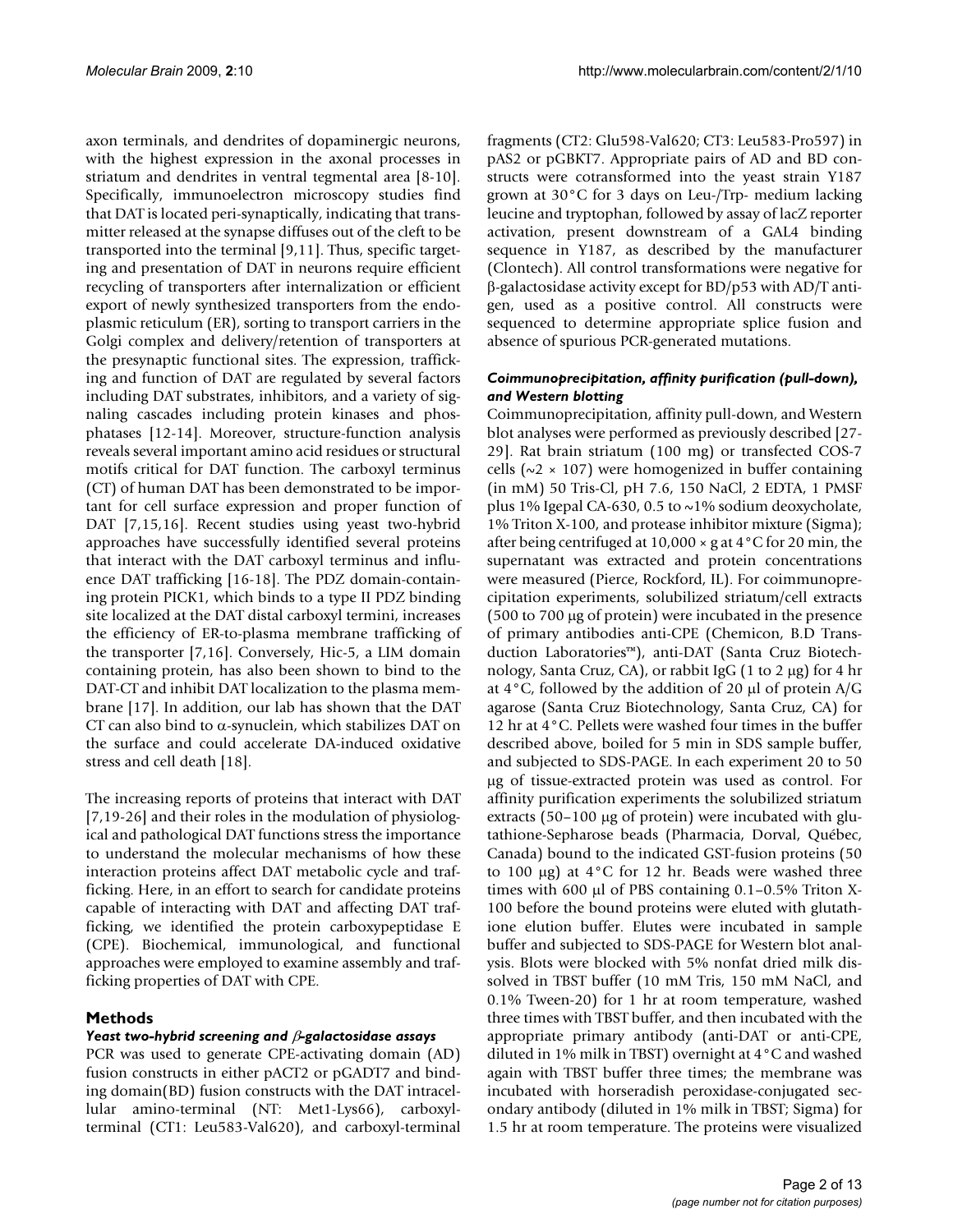axon terminals, and dendrites of dopaminergic neurons, with the highest expression in the axonal processes in striatum and dendrites in ventral tegmental area [8-10]. Specifically, immunoelectron microscopy studies find that DAT is located peri-synaptically, indicating that transmitter released at the synapse diffuses out of the cleft to be transported into the terminal [9,11]. Thus, specific targeting and presentation of DAT in neurons require efficient recycling of transporters after internalization or efficient export of newly synthesized transporters from the endoplasmic reticulum (ER), sorting to transport carriers in the Golgi complex and delivery/retention of transporters at the presynaptic functional sites. The expression, trafficking and function of DAT are regulated by several factors including DAT substrates, inhibitors, and a variety of signaling cascades including protein kinases and phosphatases [12-14]. Moreover, structure-function analysis reveals several important amino acid residues or structural motifs critical for DAT function. The carboxyl terminus (CT) of human DAT has been demonstrated to be important for cell surface expression and proper function of DAT [7,15,16]. Recent studies using yeast two-hybrid approaches have successfully identified several proteins that interact with the DAT carboxyl terminus and influence DAT trafficking [16-18]. The PDZ domain-containing protein PICK1, which binds to a type II PDZ binding site localized at the DAT distal carboxyl termini, increases the efficiency of ER-to-plasma membrane trafficking of the transporter [7,16]. Conversely, Hic-5, a LIM domain containing protein, has also been shown to bind to the DAT-CT and inhibit DAT localization to the plasma membrane [17]. In addition, our lab has shown that the DAT CT can also bind to α-synuclein, which stabilizes DAT on the surface and could accelerate DA-induced oxidative stress and cell death [18].

The increasing reports of proteins that interact with DAT [7,19-26] and their roles in the modulation of physiological and pathological DAT functions stress the importance to understand the molecular mechanisms of how these interaction proteins affect DAT metabolic cycle and trafficking. Here, in an effort to search for candidate proteins capable of interacting with DAT and affecting DAT trafficking, we identified the protein carboxypeptidase E (CPE). Biochemical, immunological, and functional approaches were employed to examine assembly and trafficking properties of DAT with CPE.

## Methods

### *Yeast two-hybrid screening and β-galactosidase assays*

PCR was used to generate CPE-activating domain (AD) fusion constructs in either pACT2 or pGADT7 and binding domain(BD) fusion constructs with the DAT intracellular amino-terminal (NT: Met1-Lys66), carboxyl-terminal (CT1: Leu583-Val620), and carboxyl-terminal fragments (CT2: Glu598-Val620; CT3: Leu583-Pro597) in pAS2 or pGBKT7. Appropriate pairs of AD and BD constructs were cotransformed into the yeast strain Y187 grown at 30°C for 3 days on Leu-/Trp- medium lacking leucine and tryptophan, followed by assay of lacZ reporter activation, present downstream of a GAL4 binding sequence in Y187, as described by the manufacturer (Clontech). All control transformations were negative for β-galactosidase activity except for BD/p53 with AD/T antigen, used as a positive control. All constructs were sequenced to determine appropriate splice fusion and absence of spurious PCR-generated mutations.

### *Coimmunoprecipitation, affinity purification (pull-down), and Western blotting*

Coimmunoprecipitation, affinity pull-down, and Western blot analyses were performed as previously described [27-29]. Rat brain striatum (100 mg) or transfected COS-7 cells (~2 × 107) were homogenized in buffer containing (in mM) 50 Tris-Cl, pH 7.6, 150 NaCl, 2 EDTA, 1 PMSF plus 1% Igepal CA-630, 0.5 to ~1% sodium deoxycholate, 1% Triton X-100, and protease inhibitor mixture (Sigma); after being centrifuged at 10,000 × g at 4°C for 20 min, the supernatant was extracted and protein concentrations were measured (Pierce, Rockford, IL). For coimmunoprecipitation experiments, solubilized striatum/cell extracts (500 to 700 μg of protein) were incubated in the presence of primary antibodies anti-CPE (Chemicon, B.D Transduction Laboratories™), anti-DAT (Santa Cruz Biotechnology, Santa Cruz, CA), or rabbit IgG (1 to 2 μg) for 4 hr at 4°C, followed by the addition of 20 μl of protein A/G agarose (Santa Cruz Biotechnology, Santa Cruz, CA) for 12 hr at 4°C. Pellets were washed four times in the buffer described above, boiled for 5 min in SDS sample buffer, and subjected to SDS-PAGE. In each experiment 20 to 50 μg of tissue-extracted protein was used as control. For affinity purification experiments the solubilized striatum extracts (50–100 μg of protein) were incubated with glutathione-Sepharose beads (Pharmacia, Dorval, Québec, Canada) bound to the indicated GST-fusion proteins (50 to 100 μg) at 4°C for 12 hr. Beads were washed three times with 600 μl of PBS containing 0.1–0.5% Triton X-100 before the bound proteins were eluted with glutathione elution buffer. Elutes were incubated in sample buffer and subjected to SDS-PAGE for Western blot analysis. Blots were blocked with 5% nonfat dried milk dissolved in TBST buffer (10 mM Tris, 150 mM NaCl, and 0.1% Tween-20) for 1 hr at room temperature, washed three times with TBST buffer, and then incubated with the appropriate primary antibody (anti-DAT or anti-CPE, diluted in 1% milk in TBST) overnight at 4°C and washed again with TBST buffer three times; the membrane was incubated with horseradish peroxidase-conjugated secondary antibody (diluted in 1% milk in TBST; Sigma) for 1.5 hr at room temperature. The proteins were visualized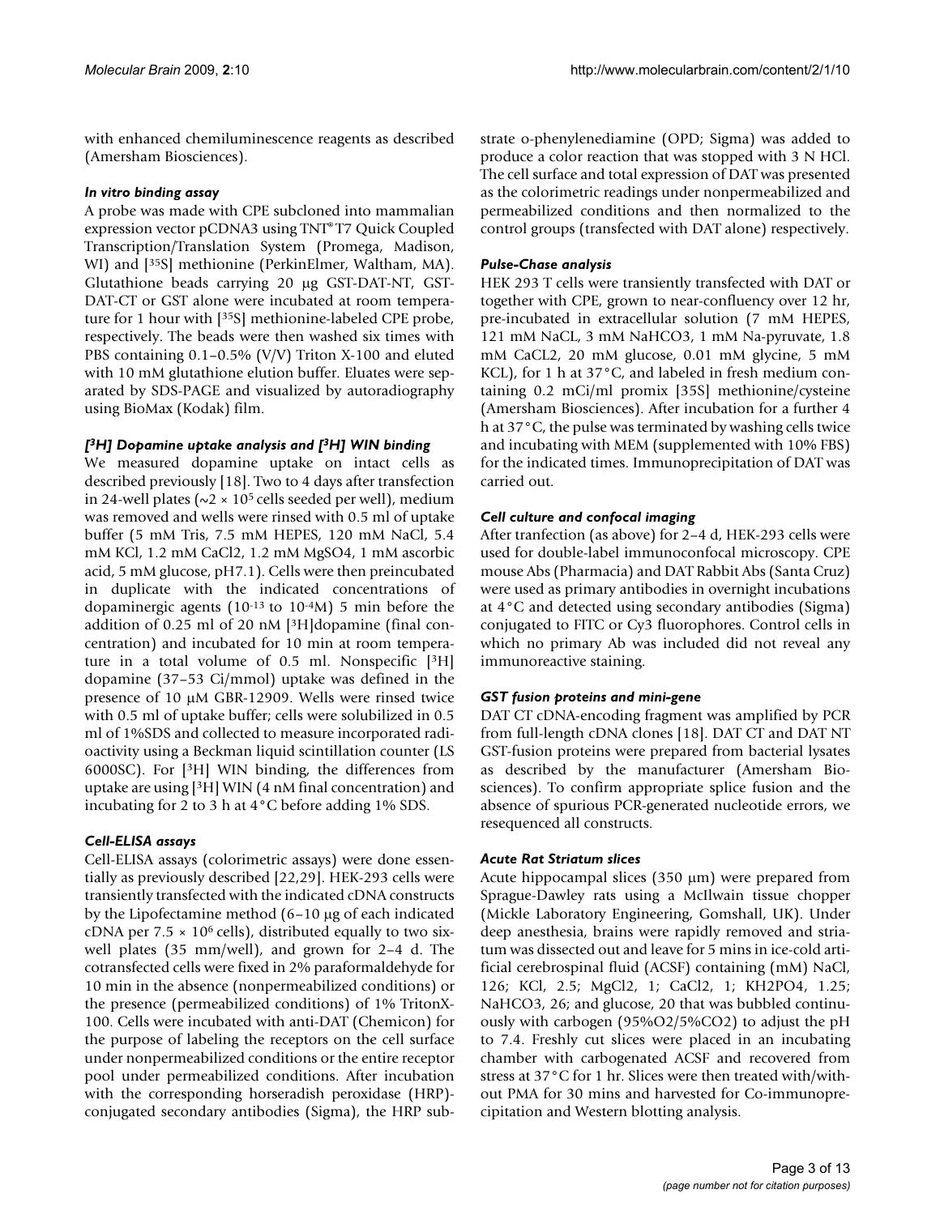with enhanced chemiluminescence reagents as described (Amersham Biosciences).

### *In vitro binding assay*

A probe was made with CPE subcloned into mammalian expression vector pCDNA3 using TNT® T7 Quick Coupled Transcription/Translation System (Promega, Madison, WI) and [$^{35}$S] methionine (PerkinElmer, Waltham, MA). Glutathione beads carrying 20 μg GST-DAT-NT, GST-DAT-CT or GST alone were incubated at room temperature for 1 hour with [$^{35}$S] methionine-labeled CPE probe, respectively. The beads were then washed six times with PBS containing 0.1–0.5% (V/V) Triton X-100 and eluted with 10 mM glutathione elution buffer. Eluates were separated by SDS-PAGE and visualized by autoradiography using BioMax (Kodak) film.

### *[$^3$H] Dopamine uptake analysis and [$^3$H] WIN binding*

We measured dopamine uptake on intact cells as described previously [18]. Two to 4 days after transfection in 24-well plates (~$2 \times 10^5$ cells seeded per well), medium was removed and wells were rinsed with 0.5 ml of uptake buffer (5 mM Tris, 7.5 mM HEPES, 120 mM NaCl, 5.4 mM KCl, 1.2 mM CaCl2, 1.2 mM MgSO4, 1 mM ascorbic acid, 5 mM glucose, pH7.1). Cells were then preincubated in duplicate with the indicated concentrations of dopaminergic agents ($10^{-13}$ to $10^{-4}$M) 5 min before the addition of 0.25 ml of 20 nM [$^3$H]dopamine (final concentration) and incubated for 10 min at room temperature in a total volume of 0.5 ml. Nonspecific [$^3$H] dopamine (37–53 Ci/mmol) uptake was defined in the presence of 10 μM GBR-12909. Wells were rinsed twice with 0.5 ml of uptake buffer; cells were solubilized in 0.5 ml of 1%SDS and collected to measure incorporated radioactivity using a Beckman liquid scintillation counter (LS 6000SC). For [$^3$H] WIN binding, the differences from uptake are using [$^3$H] WIN (4 nM final concentration) and incubating for 2 to 3 h at 4°C before adding 1% SDS.

### *Cell-ELISA assays*

Cell-ELISA assays (colorimetric assays) were done essentially as previously described [22,29]. HEK-293 cells were transiently transfected with the indicated cDNA constructs by the Lipofectamine method (6–10 μg of each indicated cDNA per $7.5 \times 10^6$ cells), distributed equally to two six-well plates (35 mm/well), and grown for 2–4 d. The cotransfected cells were fixed in 2% paraformaldehyde for 10 min in the absence (nonpermeabilized conditions) or the presence (permeabilized conditions) of 1% TritonX-100. Cells were incubated with anti-DAT (Chemicon) for the purpose of labeling the receptors on the cell surface under nonpermeabilized conditions or the entire receptor pool under permeabilized conditions. After incubation with the corresponding horseradish peroxidase (HRP)-conjugated secondary antibodies (Sigma), the HRP substrate o-phenylenediamine (OPD; Sigma) was added to produce a color reaction that was stopped with 3 N HCl. The cell surface and total expression of DAT was presented as the colorimetric readings under nonpermeabilized and permeabilized conditions and then normalized to the control groups (transfected with DAT alone) respectively.

### *Pulse-Chase analysis*

HEK 293 T cells were transiently transfected with DAT or together with CPE, grown to near-confluency over 12 hr, pre-incubated in extracellular solution (7 mM HEPES, 121 mM NaCL, 3 mM NaHCO3, 1 mM Na-pyruvate, 1.8 mM CaCL2, 20 mM glucose, 0.01 mM glycine, 5 mM KCL), for 1 h at 37°C, and labeled in fresh medium containing 0.2 mCi/ml promix [35S] methionine/cysteine (Amersham Biosciences). After incubation for a further 4 h at 37°C, the pulse was terminated by washing cells twice and incubating with MEM (supplemented with 10% FBS) for the indicated times. Immunoprecipitation of DAT was carried out.

### *Cell culture and confocal imaging*

After tranfection (as above) for 2–4 d, HEK-293 cells were used for double-label immunoconfocal microscopy. CPE mouse Abs (Pharmacia) and DAT Rabbit Abs (Santa Cruz) were used as primary antibodies in overnight incubations at 4°C and detected using secondary antibodies (Sigma) conjugated to FITC or Cy3 fluorophores. Control cells in which no primary Ab was included did not reveal any immunoreactive staining.

### *GST fusion proteins and mini-gene*

DAT CT cDNA-encoding fragment was amplified by PCR from full-length cDNA clones [18]. DAT CT and DAT NT GST-fusion proteins were prepared from bacterial lysates as described by the manufacturer (Amersham Biosciences). To confirm appropriate splice fusion and the absence of spurious PCR-generated nucleotide errors, we resequenced all constructs.

### *Acute Rat Striatum slices*

Acute hippocampal slices (350 μm) were prepared from Sprague-Dawley rats using a McIlwain tissue chopper (Mickle Laboratory Engineering, Gomshall, UK). Under deep anesthesia, brains were rapidly removed and striatum was dissected out and leave for 5 mins in ice-cold artificial cerebrospinal fluid (ACSF) containing (mM) NaCl, 126; KCl, 2.5; MgCl2, 1; CaCl2, 1; KH2PO4, 1.25; NaHCO3, 26; and glucose, 20 that was bubbled continuously with carbogen (95%O2/5%CO2) to adjust the pH to 7.4. Freshly cut slices were placed in an incubating chamber with carbogenated ACSF and recovered from stress at 37°C for 1 hr. Slices were then treated with/without PMA for 30 mins and harvested for Co-immunoprecipitation and Western blotting analysis.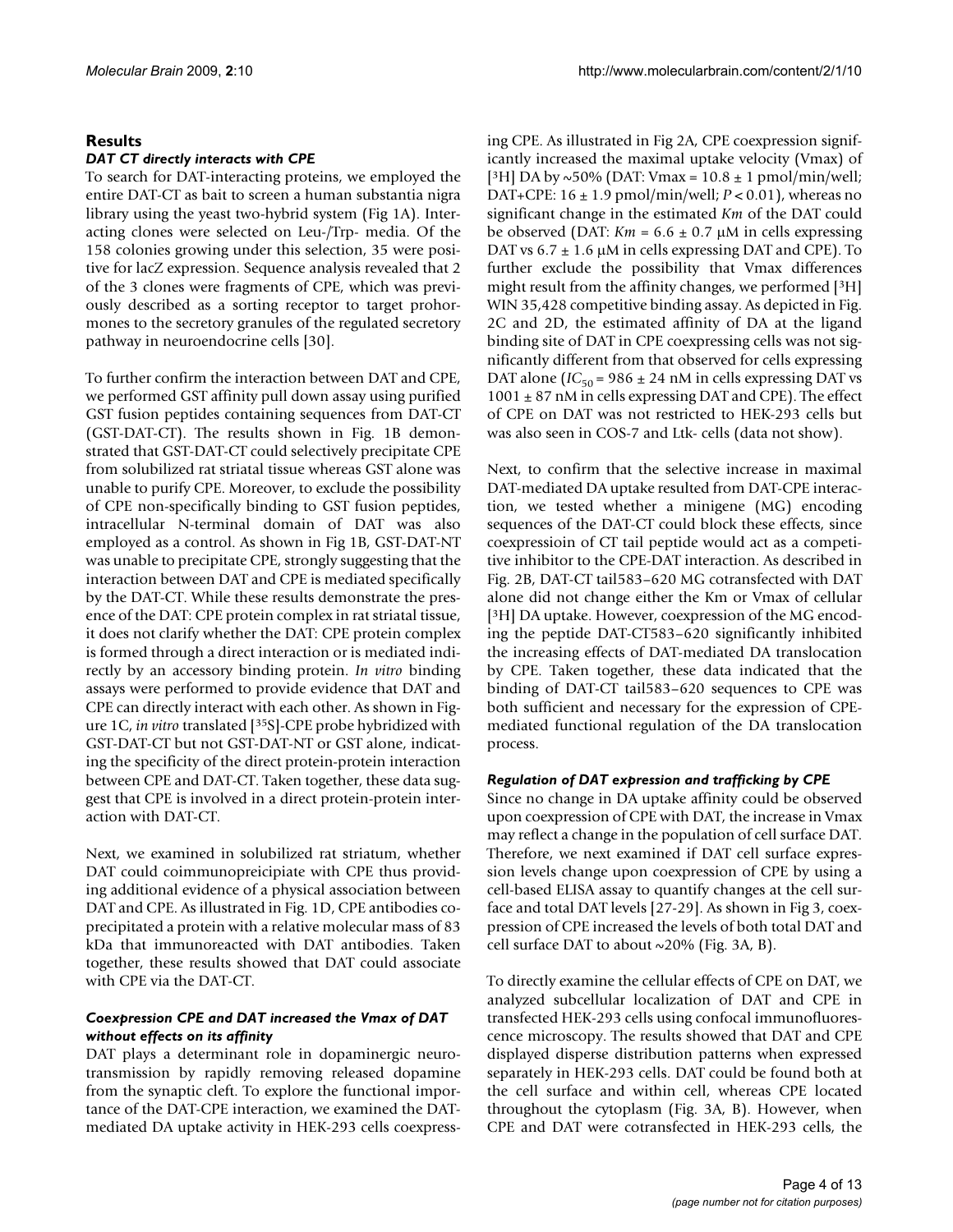## Results

### *DAT CT directly interacts with CPE*

To search for DAT-interacting proteins, we employed the entire DAT-CT as bait to screen a human substantia nigra library using the yeast two-hybrid system (Fig 1A). Interacting clones were selected on Leu-/Trp- media. Of the 158 colonies growing under this selection, 35 were positive for lacZ expression. Sequence analysis revealed that 2 of the 3 clones were fragments of CPE, which was previously described as a sorting receptor to target prohormones to the secretory granules of the regulated secretory pathway in neuroendocrine cells [30].

To further confirm the interaction between DAT and CPE, we performed GST affinity pull down assay using purified GST fusion peptides containing sequences from DAT-CT (GST-DAT-CT). The results shown in Fig. 1B demonstrated that GST-DAT-CT could selectively precipitate CPE from solubilized rat striatal tissue whereas GST alone was unable to purify CPE. Moreover, to exclude the possibility of CPE non-specifically binding to GST fusion peptides, intracellular N-terminal domain of DAT was also employed as a control. As shown in Fig 1B, GST-DAT-NT was unable to precipitate CPE, strongly suggesting that the interaction between DAT and CPE is mediated specifically by the DAT-CT. While these results demonstrate the presence of the DAT: CPE protein complex in rat striatal tissue, it does not clarify whether the DAT: CPE protein complex is formed through a direct interaction or is mediated indirectly by an accessory binding protein. *In vitro* binding assays were performed to provide evidence that DAT and CPE can directly interact with each other. As shown in Figure 1C, *in vitro* translated [$^{35}$S]-CPE probe hybridized with GST-DAT-CT but not GST-DAT-NT or GST alone, indicating the specificity of the direct protein-protein interaction between CPE and DAT-CT. Taken together, these data suggest that CPE is involved in a direct protein-protein interaction with DAT-CT.

Next, we examined in solubilized rat striatum, whether DAT could coimmunopreicipiate with CPE thus providing additional evidence of a physical association between DAT and CPE. As illustrated in Fig. 1D, CPE antibodies co-precipitated a protein with a relative molecular mass of 83 kDa that immunoreacted with DAT antibodies. Taken together, these results showed that DAT could associate with CPE via the DAT-CT.

### *Coexpression CPE and DAT increased the Vmax of DAT without effects on its affinity*

DAT plays a determinant role in dopaminergic neurotransmission by rapidly removing released dopamine from the synaptic cleft. To explore the functional importance of the DAT-CPE interaction, we examined the DAT-mediated DA uptake activity in HEK-293 cells coexpressing CPE. As illustrated in Fig 2A, CPE coexpression significantly increased the maximal uptake velocity (Vmax) of [$^{3}$H] DA by ~50% (DAT: Vmax = 10.8 ± 1 pmol/min/well; DAT+CPE: 16 ± 1.9 pmol/min/well; $P < 0.01$), whereas no significant change in the estimated *Km* of the DAT could be observed (DAT: *Km* = 6.6 ± 0.7 μM in cells expressing DAT vs 6.7 ± 1.6 μM in cells expressing DAT and CPE). To further exclude the possibility that Vmax differences might result from the affinity changes, we performed [$^{3}$H] WIN 35,428 competitive binding assay. As depicted in Fig. 2C and 2D, the estimated affinity of DA at the ligand binding site of DAT in CPE coexpressing cells was not significantly different from that observed for cells expressing DAT alone ($IC_{50}$ = 986 ± 24 nM in cells expressing DAT vs 1001 ± 87 nM in cells expressing DAT and CPE). The effect of CPE on DAT was not restricted to HEK-293 cells but was also seen in COS-7 and Ltk- cells (data not show).

Next, to confirm that the selective increase in maximal DAT-mediated DA uptake resulted from DAT-CPE interaction, we tested whether a minigene (MG) encoding sequences of the DAT-CT could block these effects, since coexpressioin of CT tail peptide would act as a competitive inhibitor to the CPE-DAT interaction. As described in Fig. 2B, DAT-CT tail583–620 MG cotransfected with DAT alone did not change either the Km or Vmax of cellular [$^{3}$H] DA uptake. However, coexpression of the MG encoding the peptide DAT-CT583–620 significantly inhibited the increasing effects of DAT-mediated DA translocation by CPE. Taken together, these data indicated that the binding of DAT-CT tail583–620 sequences to CPE was both sufficient and necessary for the expression of CPE-mediated functional regulation of the DA translocation process.

### *Regulation of DAT expression and trafficking by CPE*

Since no change in DA uptake affinity could be observed upon coexpression of CPE with DAT, the increase in Vmax may reflect a change in the population of cell surface DAT. Therefore, we next examined if DAT cell surface expression levels change upon coexpression of CPE by using a cell-based ELISA assay to quantify changes at the cell surface and total DAT levels [27-29]. As shown in Fig 3, coexpression of CPE increased the levels of both total DAT and cell surface DAT to about ~20% (Fig. 3A, B).

To directly examine the cellular effects of CPE on DAT, we analyzed subcellular localization of DAT and CPE in transfected HEK-293 cells using confocal immunofluorescence microscopy. The results showed that DAT and CPE displayed disperse distribution patterns when expressed separately in HEK-293 cells. DAT could be found both at the cell surface and within cell, whereas CPE located throughout the cytoplasm (Fig. 3A, B). However, when CPE and DAT were cotransfected in HEK-293 cells, the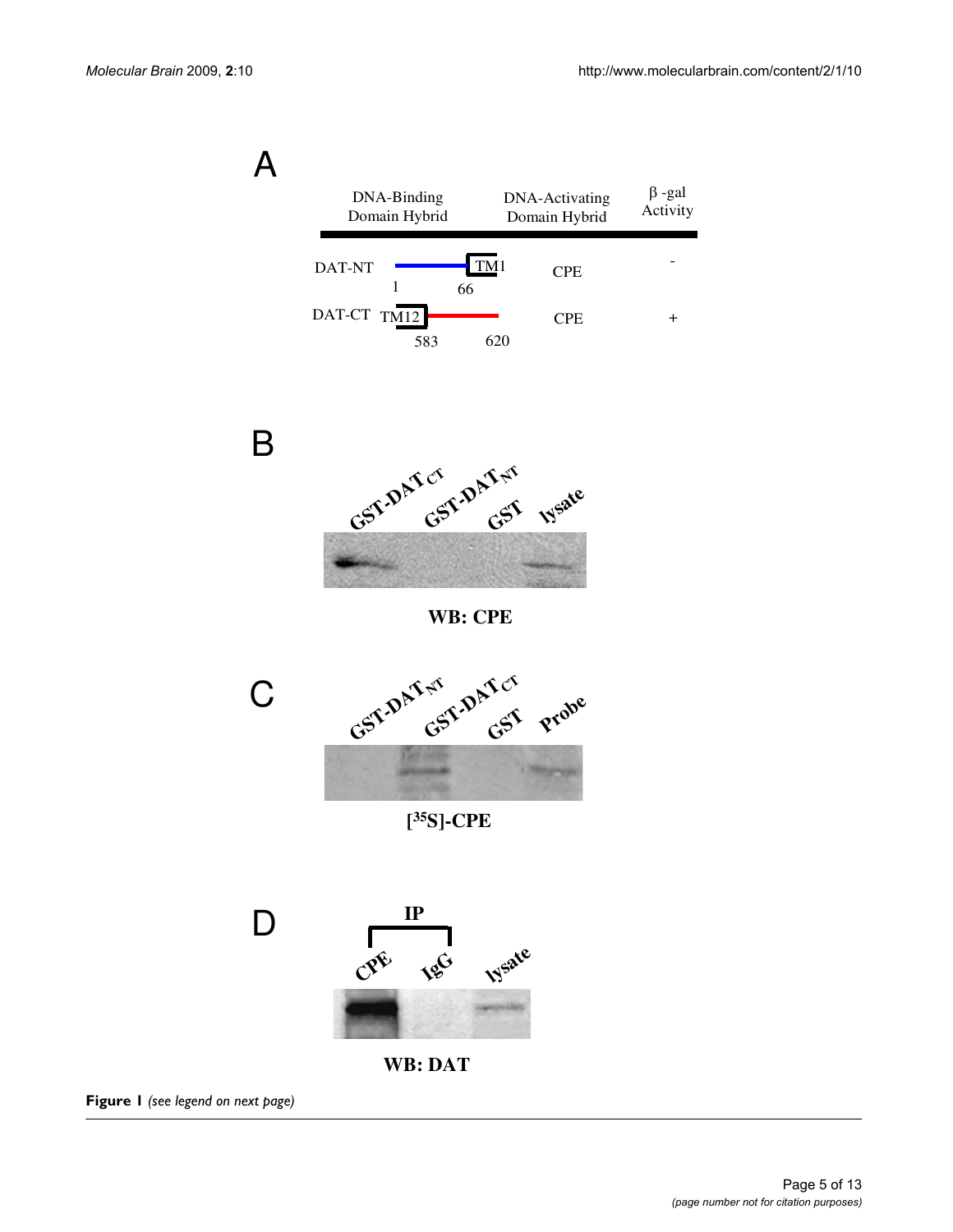**Figure 1** *(see legend on next page)*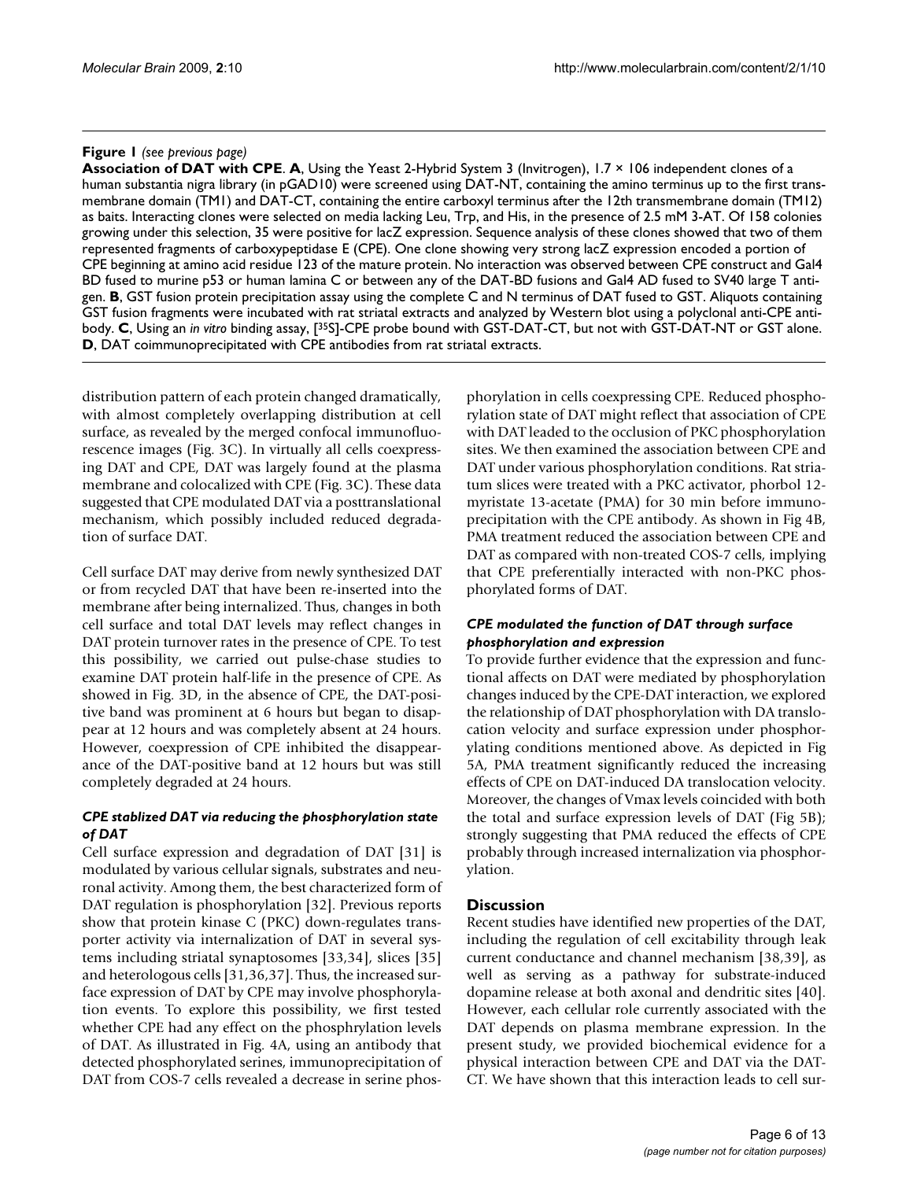**Figure 1** *(see previous page)*

**Association of DAT with CPE**. **A**, Using the Yeast 2-Hybrid System 3 (Invitrogen), 1.7 × 106 independent clones of a human substantia nigra library (in pGAD10) were screened using DAT-NT, containing the amino terminus up to the first transmembrane domain (TM1) and DAT-CT, containing the entire carboxyl terminus after the 12th transmembrane domain (TM12) as baits. Interacting clones were selected on media lacking Leu, Trp, and His, in the presence of 2.5 mM 3-AT. Of 158 colonies growing under this selection, 35 were positive for lacZ expression. Sequence analysis of these clones showed that two of them represented fragments of carboxypeptidase E (CPE). One clone showing very strong lacZ expression encoded a portion of CPE beginning at amino acid residue 123 of the mature protein. No interaction was observed between CPE construct and Gal4 BD fused to murine p53 or human lamina C or between any of the DAT-BD fusions and Gal4 AD fused to SV40 large T antigen. **B**, GST fusion protein precipitation assay using the complete C and N terminus of DAT fused to GST. Aliquots containing GST fusion fragments were incubated with rat striatal extracts and analyzed by Western blot using a polyclonal anti-CPE antibody. **C**, Using an *in vitro* binding assay, [$^{35}$S]-CPE probe bound with GST-DAT-CT, but not with GST-DAT-NT or GST alone. **D**, DAT coimmunoprecipitated with CPE antibodies from rat striatal extracts.

distribution pattern of each protein changed dramatically, with almost completely overlapping distribution at cell surface, as revealed by the merged confocal immunofluorescence images (Fig. 3C). In virtually all cells coexpressing DAT and CPE, DAT was largely found at the plasma membrane and colocalized with CPE (Fig. 3C). These data suggested that CPE modulated DAT via a posttranslational mechanism, which possibly included reduced degradation of surface DAT.

Cell surface DAT may derive from newly synthesized DAT or from recycled DAT that have been re-inserted into the membrane after being internalized. Thus, changes in both cell surface and total DAT levels may reflect changes in DAT protein turnover rates in the presence of CPE. To test this possibility, we carried out pulse-chase studies to examine DAT protein half-life in the presence of CPE. As showed in Fig. 3D, in the absence of CPE, the DAT-positive band was prominent at 6 hours but began to disappear at 12 hours and was completely absent at 24 hours. However, coexpression of CPE inhibited the disappearance of the DAT-positive band at 12 hours but was still completely degraded at 24 hours.

### *CPE stablized DAT via reducing the phosphorylation state of DAT*

Cell surface expression and degradation of DAT [31] is modulated by various cellular signals, substrates and neuronal activity. Among them, the best characterized form of DAT regulation is phosphorylation [32]. Previous reports show that protein kinase C (PKC) down-regulates transporter activity via internalization of DAT in several systems including striatal synaptosomes [33,34], slices [35] and heterologous cells [31,36,37]. Thus, the increased surface expression of DAT by CPE may involve phosphorylation events. To explore this possibility, we first tested whether CPE had any effect on the phosphrylation levels of DAT. As illustrated in Fig. 4A, using an antibody that detected phosphorylated serines, immunoprecipitation of DAT from COS-7 cells revealed a decrease in serine phosphorylation in cells coexpressing CPE. Reduced phosphorylation state of DAT might reflect that association of CPE with DAT leaded to the occlusion of PKC phosphorylation sites. We then examined the association between CPE and DAT under various phosphorylation conditions. Rat striatum slices were treated with a PKC activator, phorbol 12-myristate 13-acetate (PMA) for 30 min before immunoprecipitation with the CPE antibody. As shown in Fig 4B, PMA treatment reduced the association between CPE and DAT as compared with non-treated COS-7 cells, implying that CPE preferentially interacted with non-PKC phosphorylated forms of DAT.

### *CPE modulated the function of DAT through surface phosphorylation and expression*

To provide further evidence that the expression and functional affects on DAT were mediated by phosphorylation changes induced by the CPE-DAT interaction, we explored the relationship of DAT phosphorylation with DA translocation velocity and surface expression under phosphorylating conditions mentioned above. As depicted in Fig 5A, PMA treatment significantly reduced the increasing effects of CPE on DAT-induced DA translocation velocity. Moreover, the changes of Vmax levels coincided with both the total and surface expression levels of DAT (Fig 5B); strongly suggesting that PMA reduced the effects of CPE probably through increased internalization via phosphorylation.

## Discussion

Recent studies have identified new properties of the DAT, including the regulation of cell excitability through leak current conductance and channel mechanism [38,39], as well as serving as a pathway for substrate-induced dopamine release at both axonal and dendritic sites [40]. However, each cellular role currently associated with the DAT depends on plasma membrane expression. In the present study, we provided biochemical evidence for a physical interaction between CPE and DAT via the DAT-CT. We have shown that this interaction leads to cell sur-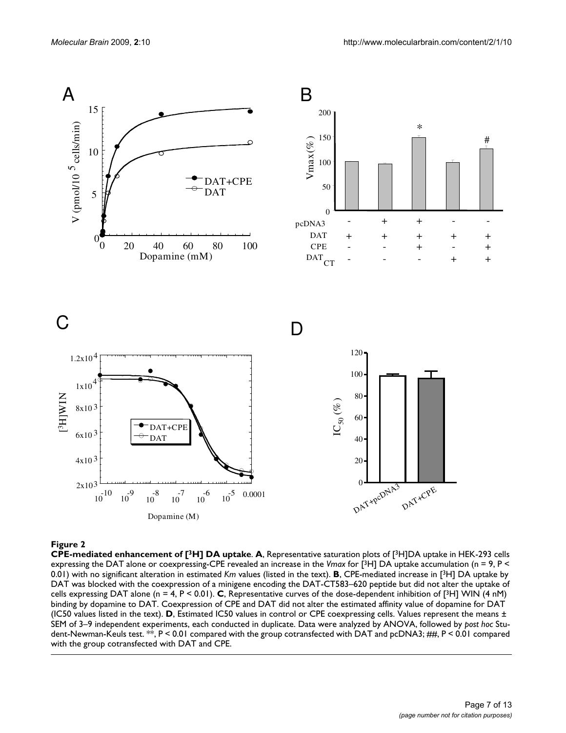**Figure 2**

**CPE-mediated enhancement of [$^3$H] DA uptake**. **A**, Representative saturation plots of [$^3$H]DA uptake in HEK-293 cells expressing the DAT alone or coexpressing-CPE revealed an increase in the *Vmax* for [$^3$H] DA uptake accumulation (n = 9, P < 0.01) with no significant alteration in estimated *Km* values (listed in the text). **B**, CPE-mediated increase in [$^3$H] DA uptake by DAT was blocked with the coexpression of a minigene encoding the DAT-CT583–620 peptide but did not alter the uptake of cells expressing DAT alone (n = 4, P < 0.01). **C**, Representative curves of the dose-dependent inhibition of [$^3$H] WIN (4 nM) binding by dopamine to DAT. Coexpression of CPE and DAT did not alter the estimated affinity value of dopamine for DAT (IC50 values listed in the text). **D**, Estimated IC50 values in control or CPE coexpressing cells. Values represent the means ± SEM of 3–9 independent experiments, each conducted in duplicate. Data were analyzed by ANOVA, followed by *post hoc* Student-Newman-Keuls test. **, P < 0.01 compared with the group cotransfected with DAT and pcDNA3; ##, P < 0.01 compared with the group cotransfected with DAT and CPE.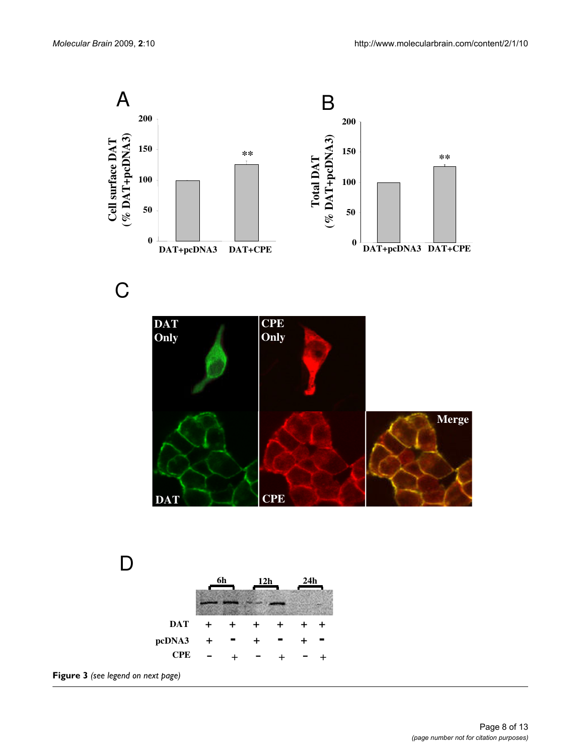**Figure 3** *(see legend on next page)*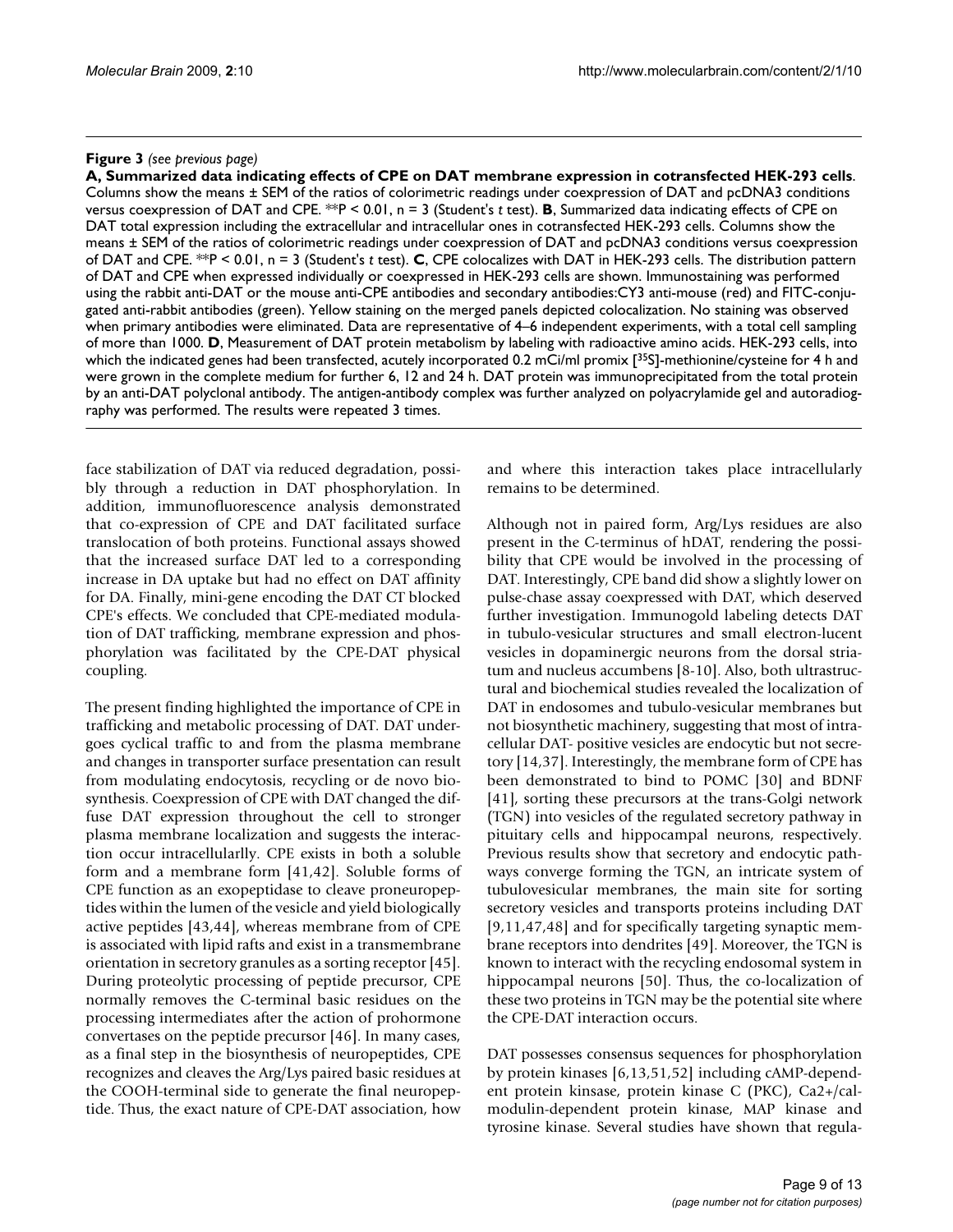**Figure 3** *(see previous page)*

**A, Summarized data indicating effects of CPE on DAT membrane expression in cotransfected HEK-293 cells**. Columns show the means ± SEM of the ratios of colorimetric readings under coexpression of DAT and pcDNA3 conditions versus coexpression of DAT and CPE. **$P < 0.01$, n = 3 (Student's *t* test). **B**, Summarized data indicating effects of CPE on DAT total expression including the extracellular and intracellular ones in cotransfected HEK-293 cells. Columns show the means ± SEM of the ratios of colorimetric readings under coexpression of DAT and pcDNA3 conditions versus coexpression of DAT and CPE. **$P < 0.01$, n = 3 (Student's *t* test). **C**, CPE colocalizes with DAT in HEK-293 cells. The distribution pattern of DAT and CPE when expressed individually or coexpressed in HEK-293 cells are shown. Immunostaining was performed using the rabbit anti-DAT or the mouse anti-CPE antibodies and secondary antibodies:CY3 anti-mouse (red) and FITC-conjugated anti-rabbit antibodies (green). Yellow staining on the merged panels depicted colocalization. No staining was observed when primary antibodies were eliminated. Data are representative of 4–6 independent experiments, with a total cell sampling of more than 1000. **D**, Measurement of DAT protein metabolism by labeling with radioactive amino acids. HEK-293 cells, into which the indicated genes had been transfected, acutely incorporated 0.2 mCi/ml promix [$^{35}$S]-methionine/cysteine for 4 h and were grown in the complete medium for further 6, 12 and 24 h. DAT protein was immunoprecipitated from the total protein by an anti-DAT polyclonal antibody. The antigen-antibody complex was further analyzed on polyacrylamide gel and autoradiography was performed. The results were repeated 3 times.

face stabilization of DAT via reduced degradation, possibly through a reduction in DAT phosphorylation. In addition, immunofluorescence analysis demonstrated that co-expression of CPE and DAT facilitated surface translocation of both proteins. Functional assays showed that the increased surface DAT led to a corresponding increase in DA uptake but had no effect on DAT affinity for DA. Finally, mini-gene encoding the DAT CT blocked CPE's effects. We concluded that CPE-mediated modulation of DAT trafficking, membrane expression and phosphorylation was facilitated by the CPE-DAT physical coupling.

The present finding highlighted the importance of CPE in trafficking and metabolic processing of DAT. DAT undergoes cyclical traffic to and from the plasma membrane and changes in transporter surface presentation can result from modulating endocytosis, recycling or de novo biosynthesis. Coexpression of CPE with DAT changed the diffuse DAT expression throughout the cell to stronger plasma membrane localization and suggests the interaction occur intracellularlly. CPE exists in both a soluble form and a membrane form [41,42]. Soluble forms of CPE function as an exopeptidase to cleave proneuropeptides within the lumen of the vesicle and yield biologically active peptides [43,44], whereas membrane from of CPE is associated with lipid rafts and exist in a transmembrane orientation in secretory granules as a sorting receptor [45]. During proteolytic processing of peptide precursor, CPE normally removes the C-terminal basic residues on the processing intermediates after the action of prohormone convertases on the peptide precursor [46]. In many cases, as a final step in the biosynthesis of neuropeptides, CPE recognizes and cleaves the Arg/Lys paired basic residues at the COOH-terminal side to generate the final neuropeptide. Thus, the exact nature of CPE-DAT association, how and where this interaction takes place intracellularly remains to be determined.

Although not in paired form, Arg/Lys residues are also present in the C-terminus of hDAT, rendering the possibility that CPE would be involved in the processing of DAT. Interestingly, CPE band did show a slightly lower on pulse-chase assay coexpressed with DAT, which deserved further investigation. Immunogold labeling detects DAT in tubulo-vesicular structures and small electron-lucent vesicles in dopaminergic neurons from the dorsal striatum and nucleus accumbens [8-10]. Also, both ultrastructural and biochemical studies revealed the localization of DAT in endosomes and tubulo-vesicular membranes but not biosynthetic machinery, suggesting that most of intracellular DAT- positive vesicles are endocytic but not secretory [14,37]. Interestingly, the membrane form of CPE has been demonstrated to bind to POMC [30] and BDNF [41], sorting these precursors at the trans-Golgi network (TGN) into vesicles of the regulated secretory pathway in pituitary cells and hippocampal neurons, respectively. Previous results show that secretory and endocytic pathways converge forming the TGN, an intricate system of tubulovesicular membranes, the main site for sorting secretory vesicles and transports proteins including DAT [9,11,47,48] and for specifically targeting synaptic membrane receptors into dendrites [49]. Moreover, the TGN is known to interact with the recycling endosomal system in hippocampal neurons [50]. Thus, the co-localization of these two proteins in TGN may be the potential site where the CPE-DAT interaction occurs.

DAT possesses consensus sequences for phosphorylation by protein kinases [6,13,51,52] including cAMP-dependent protein kinsase, protein kinase C (PKC), Ca2+/calmodulin-dependent protein kinase, MAP kinase and tyrosine kinase. Several studies have shown that regula-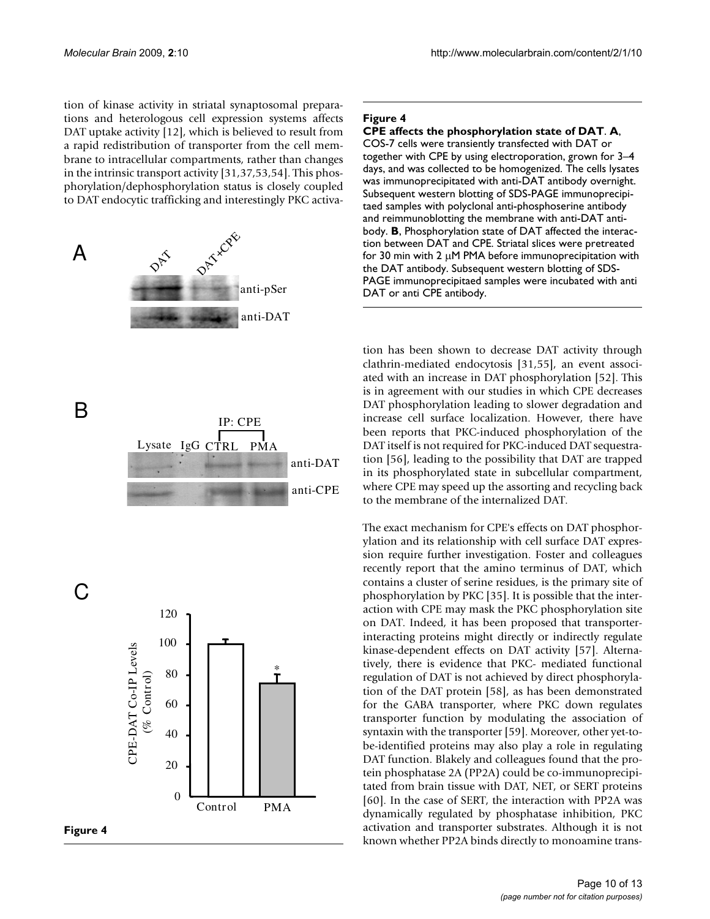tion of kinase activity in striatal synaptosomal preparations and heterologous cell expression systems affects DAT uptake activity [12], which is believed to result from a rapid redistribution of transporter from the cell membrane to intracellular compartments, rather than changes in the intrinsic transport activity [31,37,53,54]. This phosphorylation/dephosphorylation status is closely coupled to DAT endocytic trafficking and interestingly PKC activation has been shown to decrease DAT activity through clathrin-mediated endocytosis [31,55], an event associated with an increase in DAT phosphorylation [52]. This is in agreement with our studies in which CPE decreases DAT phosphorylation leading to slower degradation and increase cell surface localization. However, there have been reports that PKC-induced phosphorylation of the DAT itself is not required for PKC-induced DAT sequestration [56], leading to the possibility that DAT are trapped in its phosphorylated state in subcellular compartment, where CPE may speed up the assorting and recycling back to the membrane of the internalized DAT.

**Figure 4**

**CPE affects the phosphorylation state of DAT**. **A**, COS-7 cells were transiently transfected with DAT or together with CPE by using electroporation, grown for 3–4 days, and was collected to be homogenized. The cells lysates was immunoprecipitated with anti-DAT antibody overnight. Subsequent western blotting of SDS-PAGE immunoprecipitaed samples with polyclonal anti-phosphoserine antibody and reimmunoblotting the membrane with anti-DAT antibody. **B**, Phosphorylation state of DAT affected the interaction between DAT and CPE. Striatal slices were pretreated for 30 min with 2 μM PMA before immunoprecipitation with the DAT antibody. Subsequent western blotting of SDS-PAGE immunoprecipitaed samples were incubated with anti DAT or anti CPE antibody.

The exact mechanism for CPE's effects on DAT phosphorylation and its relationship with cell surface DAT expression require further investigation. Foster and colleagues recently report that the amino terminus of DAT, which contains a cluster of serine residues, is the primary site of phosphorylation by PKC [35]. It is possible that the interaction with CPE may mask the PKC phosphorylation site on DAT. Indeed, it has been proposed that transporter-interacting proteins might directly or indirectly regulate kinase-dependent effects on DAT activity [57]. Alternatively, there is evidence that PKC- mediated functional regulation of DAT is not achieved by direct phosphorylation of the DAT protein [58], as has been demonstrated for the GABA transporter, where PKC down regulates transporter function by modulating the association of syntaxin with the transporter [59]. Moreover, other yet-to-be-identified proteins may also play a role in regulating DAT function. Blakely and colleagues found that the protein phosphatase 2A (PP2A) could be co-immunoprecipitated from brain tissue with DAT, NET, or SERT proteins [60]. In the case of SERT, the interaction with PP2A was dynamically regulated by phosphatase inhibition, PKC activation and transporter substrates. Although it is not known whether PP2A binds directly to monoamine trans-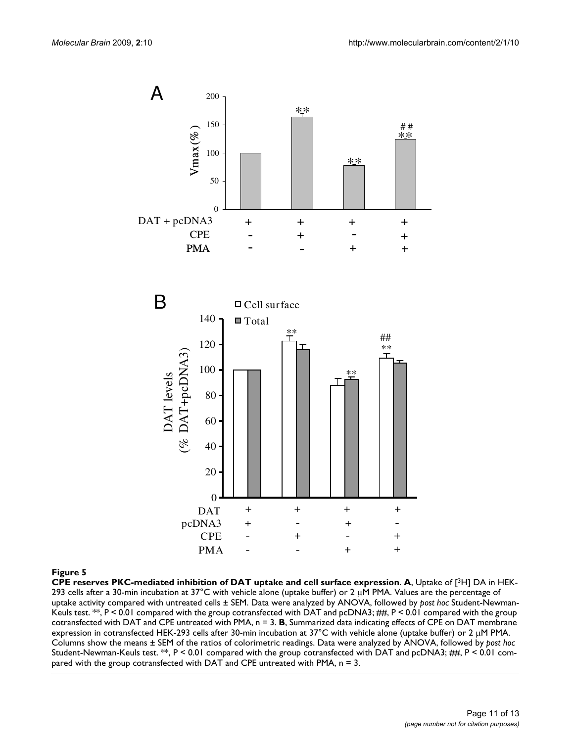**Figure 5**

**CPE reserves PKC-mediated inhibition of DAT uptake and cell surface expression**. **A**, Uptake of [$^3$H] DA in HEK-293 cells after a 30-min incubation at 37°C with vehicle alone (uptake buffer) or 2 μM PMA. Values are the percentage of uptake activity compared with untreated cells ± SEM. Data were analyzed by ANOVA, followed by *post hoc* Student-Newman-Keuls test. **, $P < 0.01$ compared with the group cotransfected with DAT and pcDNA3; ##, $P < 0.01$ compared with the group cotransfected with DAT and CPE untreated with PMA, n = 3. **B**, Summarized data indicating effects of CPE on DAT membrane expression in cotransfected HEK-293 cells after 30-min incubation at 37°C with vehicle alone (uptake buffer) or 2 μM PMA. Columns show the means ± SEM of the ratios of colorimetric readings. Data were analyzed by ANOVA, followed by *post hoc* Student-Newman-Keuls test. **, $P < 0.01$ compared with the group cotransfected with DAT and pcDNA3; ##, $P < 0.01$ compared with the group cotransfected with DAT and CPE untreated with PMA, n = 3.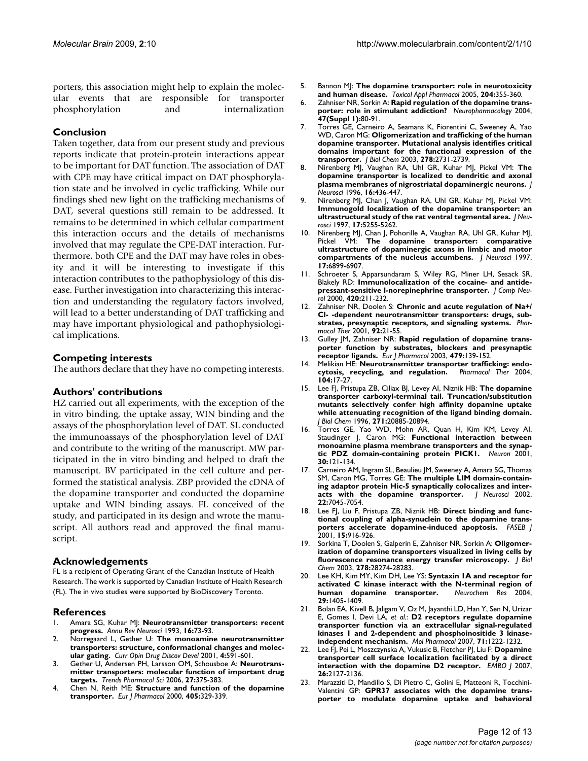porters, this association might help to explain the molecular events that are responsible for transporter phosphorylation and internalization

## Conclusion

Taken together, data from our present study and previous reports indicate that protein-protein interactions appear to be important for DAT function. The association of DAT with CPE may have critical impact on DAT phosphorylation state and be involved in cyclic trafficking. While our findings shed new light on the trafficking mechanisms of DAT, several questions still remain to be addressed. It remains to be determined in which cellular compartment this interaction occurs and the details of mechanisms involved that may regulate the CPE-DAT interaction. Furthermore, both CPE and the DAT may have roles in obesity and it will be interesting to investigate if this interaction contributes to the pathophysiology of this disease. Further investigation into characterizing this interaction and understanding the regulatory factors involved, will lead to a better understanding of DAT trafficking and may have important physiological and pathophysiological implications.

## Competing interests

The authors declare that they have no competing interests.

## Authors' contributions

HZ carried out all experiments, with the exception of the in vitro binding, the uptake assay, WIN binding and the assays of the phosphorylation level of DAT. SL conducted the immunoassays of the phosphorylation level of DAT and contribute to the writing of the manuscript. MW participated in the in vitro binding and helped to draft the manuscript. BV participated in the cell culture and performed the statistical analysis. ZBP provided the cDNA of the dopamine transporter and conducted the dopamine uptake and WIN binding assays. FL conceived of the study, and participated in its design and wrote the manuscript. All authors read and approved the final manuscript.

## Acknowledgements

FL is a recipient of Operating Grant of the Canadian Institute of Health Research. The work is supported by Canadian Institute of Health Research (FL). The in vivo studies were supported by BioDiscovery Toronto.

## References

1. Amara SG, Kuhar MJ: **Neurotransmitter transporters: recent progress.** *Annu Rev Neurosci* 1993, **16:**73-93.
2. Norregaard L, Gether U: **The monoamine neurotransmitter transporters: structure, conformational changes and molecular gating.** *Curr Opin Drug Discov Devel* 2001, **4:**591-601.
3. Gether U, Andersen PH, Larsson OM, Schousboe A: **Neurotransmitter transporters: molecular function of important drug targets.** *Trends Pharmacol Sci* 2006, **27:**375-383.
4. Chen N, Reith ME: **Structure and function of the dopamine transporter.** *Eur J Pharmacol* 2000, **405:**329-339.
5. Bannon MJ: **The dopamine transporter: role in neurotoxicity and human disease.** *Toxicol Appl Pharmacol* 2005, **204:**355-360.
6. Zahniser NR, Sorkin A: **Rapid regulation of the dopamine transporter: role in stimulant addiction?** *Neuropharmacology* 2004, **47(Suppl 1):**80-91.
7. Torres GE, Carneiro A, Seamans K, Fiorentini C, Sweeney A, Yao WD, Caron MG: **Oligomerization and trafficking of the human dopamine transporter. Mutational analysis identifies critical domains important for the functional expression of the transporter.** *J Biol Chem* 2003, **278:**2731-2739.
8. Nirenberg MJ, Vaughan RA, Uhl GR, Kuhar MJ, Pickel VM: **The dopamine transporter is localized to dendritic and axonal plasma membranes of nigrostriatal dopaminergic neurons.** *J Neurosci* 1996, **16:**436-447.
9. Nirenberg MJ, Chan J, Vaughan RA, Uhl GR, Kuhar MJ, Pickel VM: **Immunogold localization of the dopamine transporter: an ultrastructural study of the rat ventral tegmental area.** *J Neurosci* 1997, **17:**5255-5262.
10. Nirenberg MJ, Chan J, Pohorille A, Vaughan RA, Uhl GR, Kuhar MJ, Pickel VM: **The dopamine transporter: comparative ultrastructure of dopaminergic axons in limbic and motor compartments of the nucleus accumbens.** *J Neurosci* 1997, **17:**6899-6907.
11. Schroeter S, Apparsundaram S, Wiley RG, Miner LH, Sesack SR, Blakely RD: **Immunolocalization of the cocaine- and antidepressant-sensitive l-norepinephrine transporter.** *J Comp Neurol* 2000, **420:**211-232.
12. Zahniser NR, Doolen S: **Chronic and acute regulation of Na+/Cl- -dependent neurotransmitter transporters: drugs, substrates, presynaptic receptors, and signaling systems.** *Pharmacol Ther* 2001, **92:**21-55.
13. Gulley JM, Zahniser NR: **Rapid regulation of dopamine transporter function by substrates, blockers and presynaptic receptor ligands.** *Eur J Pharmacol* 2003, **479:**139-152.
14. Melikian HE: **Neurotransmitter transporter trafficking: endocytosis, recycling, and regulation.** *Pharmacol Ther* 2004, **104:**17-27.
15. Lee FJ, Pristupa ZB, Ciliax BJ, Levey AI, Niznik HB: **The dopamine transporter carboxyl-terminal tail. Truncation/substitution mutants selectively confer high affinity dopamine uptake while attenuating recognition of the ligand binding domain.** *J Biol Chem* 1996, **271:**20885-20894.
16. Torres GE, Yao WD, Mohn AR, Quan H, Kim KM, Levey AI, Staudinger J, Caron MG: **Functional interaction between monoamine plasma membrane transporters and the synaptic PDZ domain-containing protein PICK1.** *Neuron* 2001, **30:**121-134.
17. Carneiro AM, Ingram SL, Beaulieu JM, Sweeney A, Amara SG, Thomas SM, Caron MG, Torres GE: **The multiple LIM domain-containing adaptor protein Hic-5 synaptically colocalizes and interacts with the dopamine transporter.** *J Neurosci* 2002, **22:**7045-7054.
18. Lee FJ, Liu F, Pristupa ZB, Niznik HB: **Direct binding and functional coupling of alpha-synuclein to the dopamine transporters accelerate dopamine-induced apoptosis.** *FASEB J* 2001, **15:**916-926.
19. Sorkina T, Doolen S, Galperin E, Zahniser NR, Sorkin A: **Oligomerization of dopamine transporters visualized in living cells by fluorescence resonance energy transfer microscopy.** *J Biol Chem* 2003, **278:**28274-28283.
20. Lee KH, Kim MY, Kim DH, Lee YS: **Syntaxin 1A and receptor for activated C kinase interact with the N-terminal region of human dopamine transporter.** *Neurochem Res* 2004, **29:**1405-1409.
21. Bolan EA, Kivell B, Jaligam V, Oz M, Jayanthi LD, Han Y, Sen N, Urizar E, Gomes I, Devi LA, *et al.*: **D2 receptors regulate dopamine transporter function via an extracellular signal-regulated kinases 1 and 2-dependent and phosphoinositide 3 kinase-independent mechanism.** *Mol Pharmacol* 2007, **71:**1222-1232.
22. Lee FJ, Pei L, Moszczynska A, Vukusic B, Fletcher PJ, Liu F: **Dopamine transporter cell surface localization facilitated by a direct interaction with the dopamine D2 receptor.** *EMBO J* 2007, **26:**2127-2136.
23. Marazziti D, Mandillo S, Di Pietro C, Golini E, Matteoni R, Tocchini-Valentini GP: **GPR37 associates with the dopamine transporter to modulate dopamine uptake and behavioral**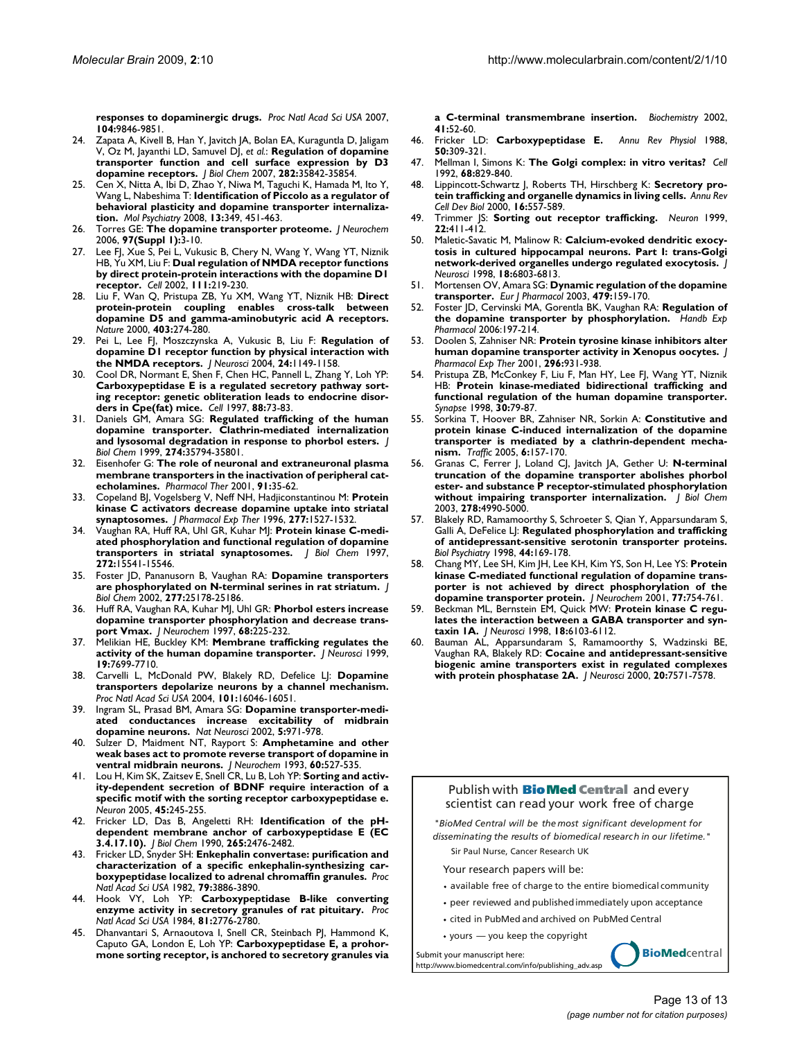responses to dopaminergic drugs. *Proc Natl Acad Sci USA* 2007, **104**:9846-9851.

24. Zapata A, Kivell B, Han Y, Javitch JA, Bolan EA, Kuraguntla D, Jaligam V, Oz M, Jayanthi LD, Samuvel DJ, *et al.*: **Regulation of dopamine transporter function and cell surface expression by D3 dopamine receptors.** *J Biol Chem* 2007, **282**:35842-35854.
25. Cen X, Nitta A, Ibi D, Zhao Y, Niwa M, Taguchi K, Hamada M, Ito Y, Wang L, Nabeshima T: **Identification of Piccolo as a regulator of behavioral plasticity and dopamine transporter internalization.** *Mol Psychiatry* 2008, **13**:349, 451-463.
26. Torres GE: **The dopamine transporter proteome.** *J Neurochem* 2006, **97(Suppl 1)**:3-10.
27. Lee FJ, Xue S, Pei L, Vukusic B, Chery N, Wang Y, Wang YT, Niznik HB, Yu XM, Liu F: **Dual regulation of NMDA receptor functions by direct protein-protein interactions with the dopamine D1 receptor.** *Cell* 2002, **111**:219-230.
28. Liu F, Wan Q, Pristupa ZB, Yu XM, Wang YT, Niznik HB: **Direct protein-protein coupling enables cross-talk between dopamine D5 and gamma-aminobutyric acid A receptors.** *Nature* 2000, **403**:274-280.
29. Pei L, Lee FJ, Moszczynska A, Vukusic B, Liu F: **Regulation of dopamine D1 receptor function by physical interaction with the NMDA receptors.** *J Neurosci* 2004, **24**:1149-1158.
30. Cool DR, Normant E, Shen F, Chen HC, Pannell L, Zhang Y, Loh YP: **Carboxypeptidase E is a regulated secretory pathway sorting receptor: genetic obliteration leads to endocrine disorders in Cpe(fat) mice.** *Cell* 1997, **88**:73-83.
31. Daniels GM, Amara SG: **Regulated trafficking of the human dopamine transporter. Clathrin-mediated internalization and lysosomal degradation in response to phorbol esters.** *J Biol Chem* 1999, **274**:35794-35801.
32. Eisenhofer G: **The role of neuronal and extraneuronal plasma membrane transporters in the inactivation of peripheral catecholamines.** *Pharmacol Ther* 2001, **91**:35-62.
33. Copeland BJ, Vogelsberg V, Neff NH, Hadjiconstantinou M: **Protein kinase C activators decrease dopamine uptake into striatal synaptosomes.** *J Pharmacol Exp Ther* 1996, **277**:1527-1532.
34. Vaughan RA, Huff RA, Uhl GR, Kuhar MJ: **Protein kinase C-mediated phosphorylation and functional regulation of dopamine transporters in striatal synaptosomes.** *J Biol Chem* 1997, **272**:15541-15546.
35. Foster JD, Pananusorn B, Vaughan RA: **Dopamine transporters are phosphorylated on N-terminal serines in rat striatum.** *J Biol Chem* 2002, **277**:25178-25186.
36. Huff RA, Vaughan RA, Kuhar MJ, Uhl GR: **Phorbol esters increase dopamine transporter phosphorylation and decrease transport Vmax.** *J Neurochem* 1997, **68**:225-232.
37. Melikian HE, Buckley KM: **Membrane trafficking regulates the activity of the human dopamine transporter.** *J Neurosci* 1999, **19**:7699-7710.
38. Carvelli L, McDonald PW, Blakely RD, Defelice LJ: **Dopamine transporters depolarize neurons by a channel mechanism.** *Proc Natl Acad Sci USA* 2004, **101**:16046-16051.
39. Ingram SL, Prasad BM, Amara SG: **Dopamine transporter-mediated conductances increase excitability of midbrain dopamine neurons.** *Nat Neurosci* 2002, **5**:971-978.
40. Sulzer D, Maidment NT, Rayport S: **Amphetamine and other weak bases act to promote reverse transport of dopamine in ventral midbrain neurons.** *J Neurochem* 1993, **60**:527-535.
41. Lou H, Kim SK, Zaitsev E, Snell CR, Lu B, Loh YP: **Sorting and activity-dependent secretion of BDNF require interaction of a specific motif with the sorting receptor carboxypeptidase e.** *Neuron* 2005, **45**:245-255.
42. Fricker LD, Das B, Angeletti RH: **Identification of the pH-dependent membrane anchor of carboxypeptidase E (EC 3.4.17.10).** *J Biol Chem* 1990, **265**:2476-2482.
43. Fricker LD, Snyder SH: **Enkephalin convertase: purification and characterization of a specific enkephalin-synthesizing carboxypeptidase localized to adrenal chromaffin granules.** *Proc Natl Acad Sci USA* 1982, **79**:3886-3890.
44. Hook VY, Loh YP: **Carboxypeptidase B-like converting enzyme activity in secretory granules of rat pituitary.** *Proc Natl Acad Sci USA* 1984, **81**:2776-2780.
45. Dhanvantari S, Arnaoutova I, Snell CR, Steinbach PJ, Hammond K, Caputo GA, London E, Loh YP: **Carboxypeptidase E, a prohormone sorting receptor, is anchored to secretory granules via a C-terminal transmembrane insertion.** *Biochemistry* 2002, **41**:52-60.
46. Fricker LD: **Carboxypeptidase E.** *Annu Rev Physiol* 1988, **50**:309-321.
47. Mellman I, Simons K: **The Golgi complex: in vitro veritas?** *Cell* 1992, **68**:829-840.
48. Lippincott-Schwartz J, Roberts TH, Hirschberg K: **Secretory protein trafficking and organelle dynamics in living cells.** *Annu Rev Cell Dev Biol* 2000, **16**:557-589.
49. Trimmer JS: **Sorting out receptor trafficking.** *Neuron* 1999, **22**:411-412.
50. Maletic-Savatic M, Malinow R: **Calcium-evoked dendritic exocytosis in cultured hippocampal neurons. Part I: trans-Golgi network-derived organelles undergo regulated exocytosis.** *J Neurosci* 1998, **18**:6803-6813.
51. Mortensen OV, Amara SG: **Dynamic regulation of the dopamine transporter.** *Eur J Pharmacol* 2003, **479**:159-170.
52. Foster JD, Cervinski MA, Gorentla BK, Vaughan RA: **Regulation of the dopamine transporter by phosphorylation.** *Handb Exp Pharmacol* 2006:197-214.
53. Doolen S, Zahniser NR: **Protein tyrosine kinase inhibitors alter human dopamine transporter activity in Xenopus oocytes.** *J Pharmacol Exp Ther* 2001, **296**:931-938.
54. Pristupa ZB, McConkey F, Liu F, Man HY, Lee FJ, Wang YT, Niznik HB: **Protein kinase-mediated bidirectional trafficking and functional regulation of the human dopamine transporter.** *Synapse* 1998, **30**:79-87.
55. Sorkina T, Hoover BR, Zahniser NR, Sorkin A: **Constitutive and protein kinase C-induced internalization of the dopamine transporter is mediated by a clathrin-dependent mechanism.** *Traffic* 2005, **6**:157-170.
56. Granas C, Ferrer J, Loland CJ, Javitch JA, Gether U: **N-terminal truncation of the dopamine transporter abolishes phorbol ester- and substance P receptor-stimulated phosphorylation without impairing transporter internalization.** *J Biol Chem* 2003, **278**:4990-5000.
57. Blakely RD, Ramamoorthy S, Schroeter S, Qian Y, Apparsundaram S, Galli A, DeFelice LJ: **Regulated phosphorylation and trafficking of antidepressant-sensitive serotonin transporter proteins.** *Biol Psychiatry* 1998, **44**:169-178.
58. Chang MY, Lee SH, Kim JH, Lee KH, Kim YS, Son H, Lee YS: **Protein kinase C-mediated functional regulation of dopamine transporter is not achieved by direct phosphorylation of the dopamine transporter protein.** *J Neurochem* 2001, **77**:754-761.
59. Beckman ML, Bernstein EM, Quick MW: **Protein kinase C regulates the interaction between a GABA transporter and syntaxin 1A.** *J Neurosci* 1998, **18**:6103-6112.
60. Bauman AL, Apparsundaram S, Ramamoorthy S, Wadzinski BE, Vaughan RA, Blakely RD: **Cocaine and antidepressant-sensitive biogenic amine transporters exist in regulated complexes with protein phosphatase 2A.** *J Neurosci* 2000, **20**:7571-7578.

Publish with **BioMed Central** and every scientist can read your work free of charge

*"BioMed Central will be the most significant development for disseminating the results of biomedical research in our lifetime."*

Sir Paul Nurse, Cancer Research UK

Your research papers will be:

- available free of charge to the entire biomedical community
- peer reviewed and published immediately upon acceptance
- cited in PubMed and archived on PubMed Central
- yours — you keep the copyright

Submit your manuscript here:
http://www.biomedcentral.com/info/publishing_adv.asp

BioMedcentral